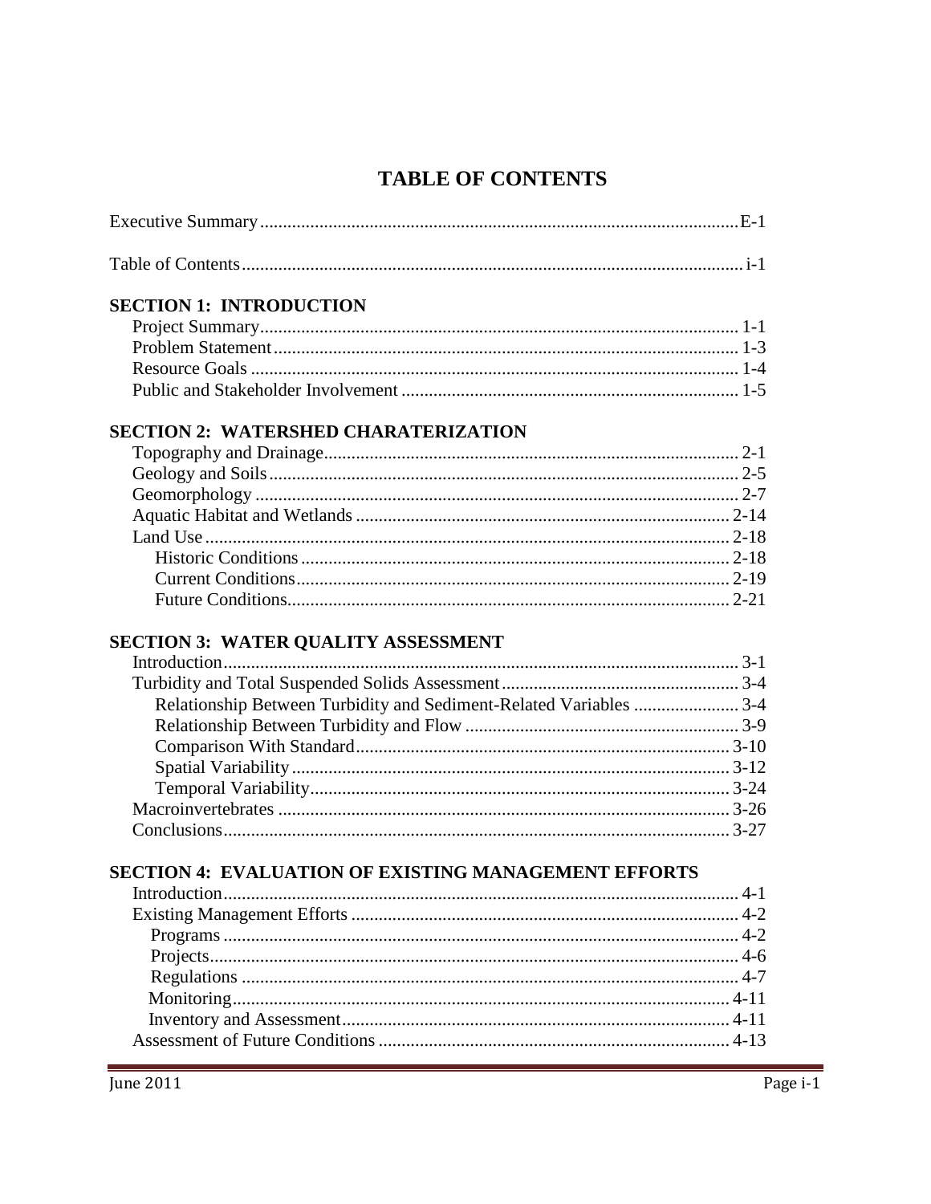# TABLE OF CONTENTS

Executive Summary........................................................................................................E-1

Table of Contents............................................................................................................ i-1

**SECTION 1: INTRODUCTION**

Project Summary....................................................................................................... 1-1
Problem Statement.................................................................................................... 1-3
Resource Goals ......................................................................................................... 1-4
Public and Stakeholder Involvement ......................................................................... 1-5

**SECTION 2: WATERSHED CHARATERIZATION**

Topography and Drainage.......................................................................................... 2-1
Geology and Soils...................................................................................................... 2-5
Geomorphology ......................................................................................................... 2-7
Aquatic Habitat and Wetlands ................................................................................. 2-14
Land Use .................................................................................................................. 2-18
    Historic Conditions ............................................................................................. 2-18
    Current Conditions.............................................................................................. 2-19
    Future Conditions................................................................................................ 2-21

**SECTION 3: WATER QUALITY ASSESSMENT**

Introduction............................................................................................................... 3-1
Turbidity and Total Suspended Solids Assessment.................................................... 3-4
    Relationship Between Turbidity and Sediment-Related Variables ....................... 3-4
    Relationship Between Turbidity and Flow ............................................................ 3-9
    Comparison With Standard................................................................................. 3-10
    Spatial Variability............................................................................................... 3-12
    Temporal Variability........................................................................................... 3-24
Macroinvertebrates .................................................................................................. 3-26
Conclusions.............................................................................................................. 3-27

**SECTION 4: EVALUATION OF EXISTING MANAGEMENT EFFORTS**

Introduction............................................................................................................... 4-1
Existing Management Efforts .................................................................................... 4-2
    Programs ............................................................................................................... 4-2
    Projects.................................................................................................................. 4-6
    Regulations ........................................................................................................... 4-7
    Monitoring............................................................................................................ 4-11
    Inventory and Assessment.................................................................................... 4-11
Assessment of Future Conditions ............................................................................ 4-13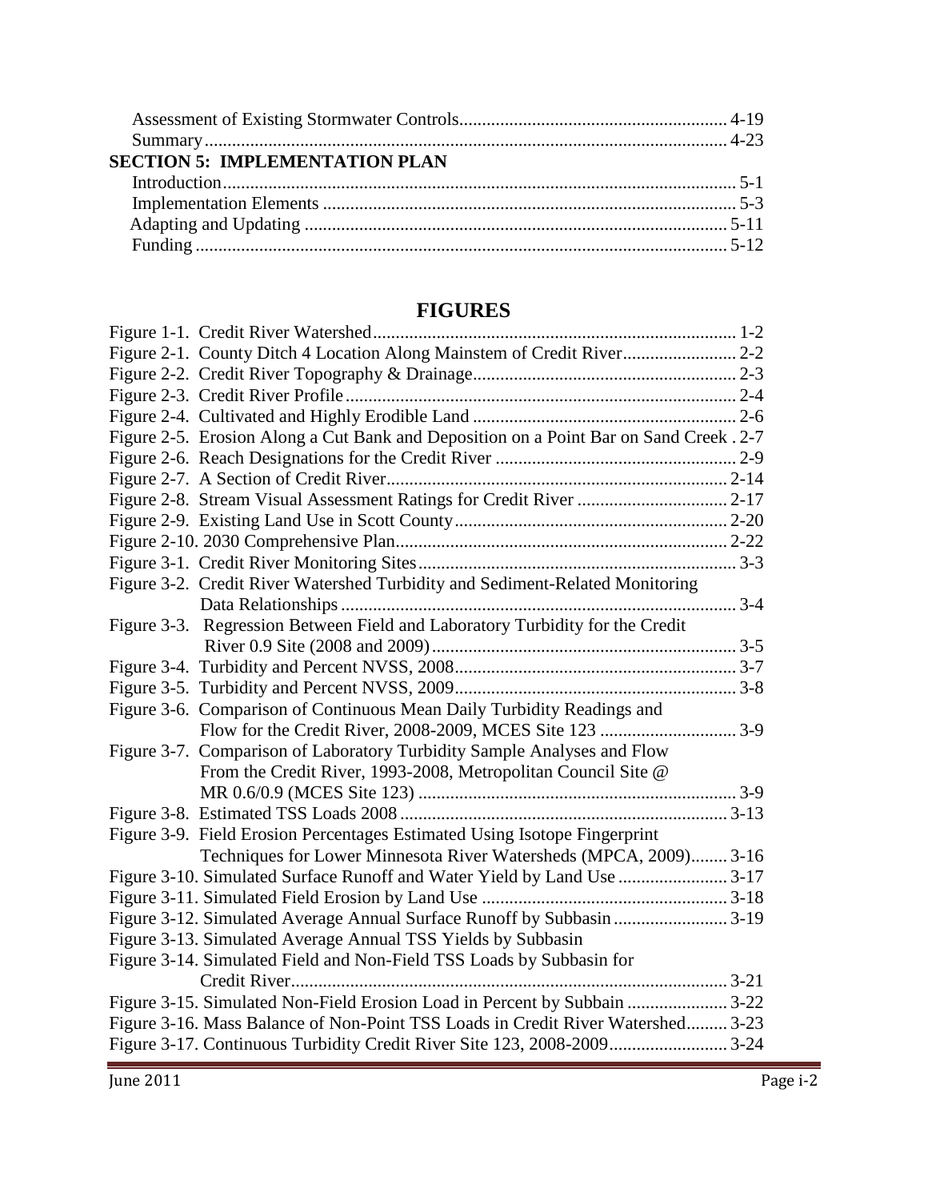Assessment of Existing Stormwater Controls........................................................... 4-19
Summary..................................................................................................................... 4-23

**SECTION 5: IMPLEMENTATION PLAN**

Introduction................................................................................................................ 5-1
Implementation Elements .......................................................................................... 5-3
Adapting and Updating .............................................................................................. 5-11
Funding ...................................................................................................................... 5-12

## FIGURES

Figure 1-1. Credit River Watershed................................................................................ 1-2
Figure 2-1. County Ditch 4 Location Along Mainstem of Credit River......................... 2-2
Figure 2-2. Credit River Topography & Drainage.......................................................... 2-3
Figure 2-3. Credit River Profile...................................................................................... 2-4
Figure 2-4. Cultivated and Highly Erodible Land .......................................................... 2-6
Figure 2-5. Erosion Along a Cut Bank and Deposition on a Point Bar on Sand Creek . 2-7
Figure 2-6. Reach Designations for the Credit River ..................................................... 2-9
Figure 2-7. A Section of Credit River............................................................................ 2-14
Figure 2-8. Stream Visual Assessment Ratings for Credit River .................................. 2-17
Figure 2-9. Existing Land Use in Scott County............................................................. 2-20
Figure 2-10. 2030 Comprehensive Plan......................................................................... 2-22
Figure 3-1. Credit River Monitoring Sites...................................................................... 3-3
Figure 3-2. Credit River Watershed Turbidity and Sediment-Related Monitoring Data Relationships ........................................................................................ 3-4
Figure 3-3. Regression Between Field and Laboratory Turbidity for the Credit River 0.9 Site (2008 and 2009)..................................................................... 3-5
Figure 3-4. Turbidity and Percent NVSS, 2008............................................................. 3-7
Figure 3-5. Turbidity and Percent NVSS, 2009............................................................. 3-8
Figure 3-6. Comparison of Continuous Mean Daily Turbidity Readings and Flow for the Credit River, 2008-2009, MCES Site 123 ............................. 3-9
Figure 3-7. Comparison of Laboratory Turbidity Sample Analyses and Flow From the Credit River, 1993-2008, Metropolitan Council Site @ MR 0.6/0.9 (MCES Site 123) ..................................................................... 3-9
Figure 3-8. Estimated TSS Loads 2008 ......................................................................... 3-13
Figure 3-9. Field Erosion Percentages Estimated Using Isotope Fingerprint Techniques for Lower Minnesota River Watersheds (MPCA, 2009)........ 3-16
Figure 3-10. Simulated Surface Runoff and Water Yield by Land Use ........................ 3-17
Figure 3-11. Simulated Field Erosion by Land Use ...................................................... 3-18
Figure 3-12. Simulated Average Annual Surface Runoff by Subbasin ......................... 3-19
Figure 3-13. Simulated Average Annual TSS Yields by Subbasin
Figure 3-14. Simulated Field and Non-Field TSS Loads by Subbasin for Credit River............................................................................................... 3-21
Figure 3-15. Simulated Non-Field Erosion Load in Percent by Subbain ...................... 3-22
Figure 3-16. Mass Balance of Non-Point TSS Loads in Credit River Watershed......... 3-23
Figure 3-17. Continuous Turbidity Credit River Site 123, 2008-2009.......................... 3-24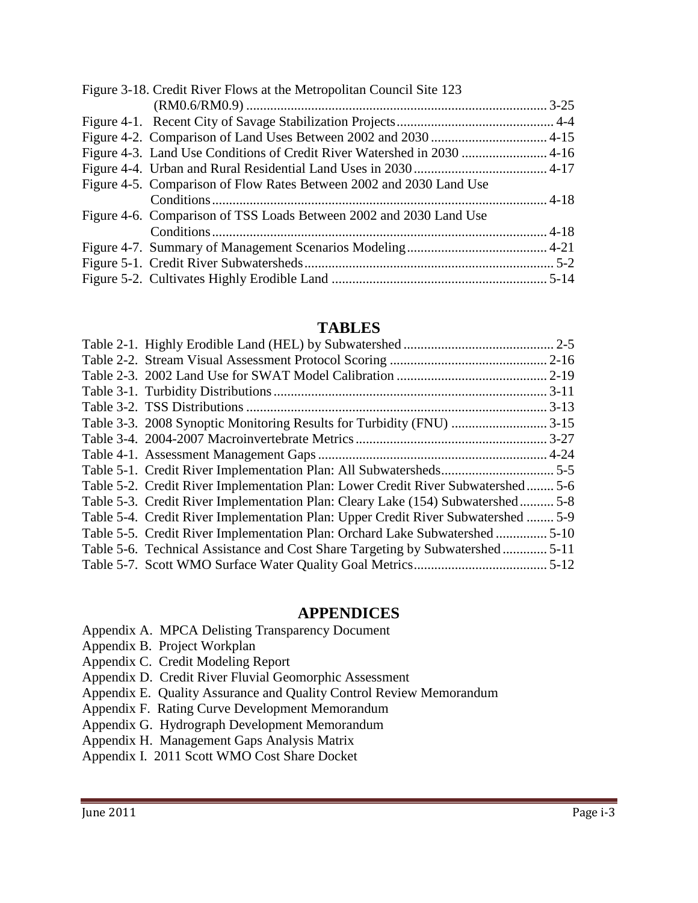Figure 3-18. Credit River Flows at the Metropolitan Council Site 123 (RM0.6/RM0.9) ........................................................................................ 3-25
Figure 4-1. Recent City of Savage Stabilization Projects............................................. 4-4
Figure 4-2. Comparison of Land Uses Between 2002 and 2030 .................................. 4-15
Figure 4-3. Land Use Conditions of Credit River Watershed in 2030 ......................... 4-16
Figure 4-4. Urban and Rural Residential Land Uses in 2030....................................... 4-17
Figure 4-5. Comparison of Flow Rates Between 2002 and 2030 Land Use Conditions.................................................................................................. 4-18
Figure 4-6. Comparison of TSS Loads Between 2002 and 2030 Land Use Conditions.................................................................................................. 4-18
Figure 4-7. Summary of Management Scenarios Modeling......................................... 4-21
Figure 5-1. Credit River Subwatersheds........................................................................ 5-2
Figure 5-2. Cultivates Highly Erodible Land .............................................................. 5-14

## TABLES

Table 2-1. Highly Erodible Land (HEL) by Subwatershed ............................................ 2-5
Table 2-2. Stream Visual Assessment Protocol Scoring .............................................. 2-16
Table 2-3. 2002 Land Use for SWAT Model Calibration ............................................ 2-19
Table 3-1. Turbidity Distributions................................................................................ 3-11
Table 3-2. TSS Distributions ........................................................................................ 3-13
Table 3-3. 2008 Synoptic Monitoring Results for Turbidity (FNU) ............................ 3-15
Table 3-4. 2004-2007 Macroinvertebrate Metrics........................................................ 3-27
Table 4-1. Assessment Management Gaps ................................................................... 4-24
Table 5-1. Credit River Implementation Plan: All Subwatersheds................................ 5-5
Table 5-2. Credit River Implementation Plan: Lower Credit River Subwatershed........ 5-6
Table 5-3. Credit River Implementation Plan: Cleary Lake (154) Subwatershed.......... 5-8
Table 5-4. Credit River Implementation Plan: Upper Credit River Subwatershed ........ 5-9
Table 5-5. Credit River Implementation Plan: Orchard Lake Subwatershed ............... 5-10
Table 5-6. Technical Assistance and Cost Share Targeting by Subwatershed............. 5-11
Table 5-7. Scott WMO Surface Water Quality Goal Metrics....................................... 5-12

## APPENDICES

Appendix A. MPCA Delisting Transparency Document
Appendix B. Project Workplan
Appendix C. Credit Modeling Report
Appendix D. Credit River Fluvial Geomorphic Assessment
Appendix E. Quality Assurance and Quality Control Review Memorandum
Appendix F. Rating Curve Development Memorandum
Appendix G. Hydrograph Development Memorandum
Appendix H. Management Gaps Analysis Matrix
Appendix I. 2011 Scott WMO Cost Share Docket